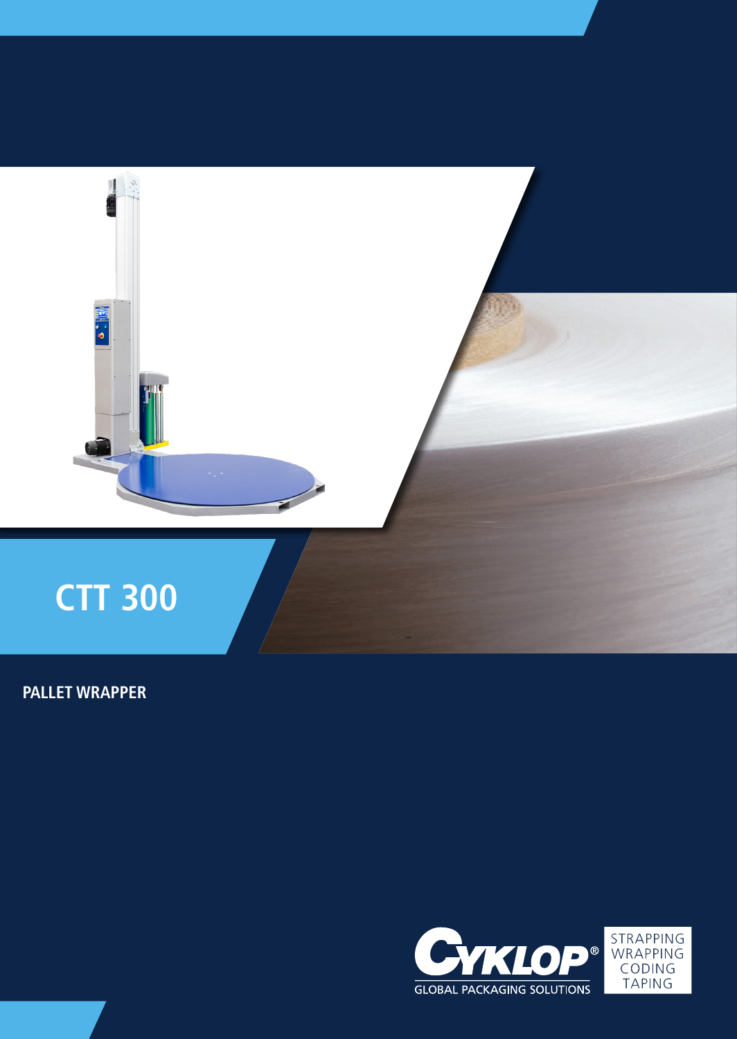# CTT 300

**PALLET WRAPPER**

CYKLOP® GLOBAL PACKAGING SOLUTIONS

STRAPPING
WRAPPING
CODING
TAPING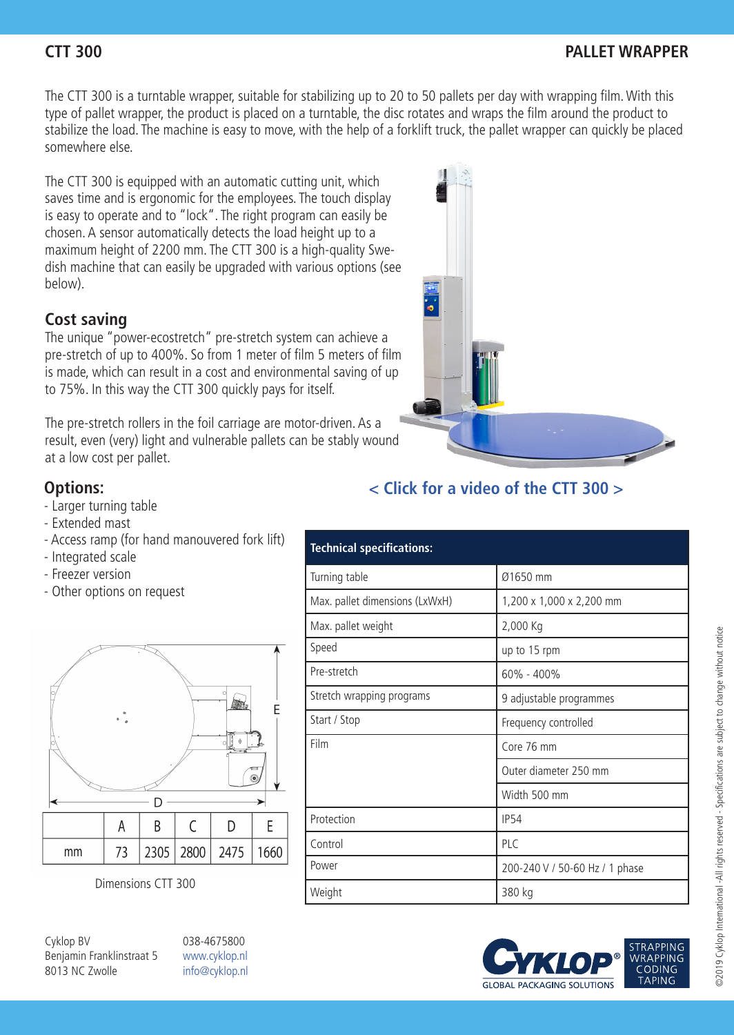# CTT 300

## PALLET WRAPPER

The CTT 300 is a turntable wrapper, suitable for stabilizing up to 20 to 50 pallets per day with wrapping film. With this type of pallet wrapper, the product is placed on a turntable, the disc rotates and wraps the film around the product to stabilize the load. The machine is easy to move, with the help of a forklift truck, the pallet wrapper can quickly be placed somewhere else.

The CTT 300 is equipped with an automatic cutting unit, which saves time and is ergonomic for the employees. The touch display is easy to operate and to "lock". The right program can easily be chosen. A sensor automatically detects the load height up to a maximum height of 2200 mm. The CTT 300 is a high-quality Swedish machine that can easily be upgraded with various options (see below).

## Cost saving

The unique "power-ecostretch" pre-stretch system can achieve a pre-stretch of up to 400%. So from 1 meter of film 5 meters of film is made, which can result in a cost and environmental saving of up to 75%. In this way the CTT 300 quickly pays for itself.

The pre-stretch rollers in the foil carriage are motor-driven. As a result, even (very) light and vulnerable pallets can be stably wound at a low cost per pallet.

**< Click for a video of the CTT 300 >**

## Options:

- Larger turning table
- Extended mast
- Access ramp (for hand manouvered fork lift)
- Integrated scale
- Freezer version
- Other options on request

D

E

| | A | B | C | D | E |
|---|---|---|---|---|---|
| mm | 73 | 2305 | 2800 | 2475 | 1660 |

Dimensions CTT 300

| Technical specifications: | |
|---|---|
| Turning table | Ø1650 mm |
| Max. pallet dimensions (LxWxH) | 1,200 x 1,000 x 2,200 mm |
| Max. pallet weight | 2,000 Kg |
| Speed | up to 15 rpm |
| Pre-stretch | 60% - 400% |
| Stretch wrapping programs | 9 adjustable programmes |
| Start / Stop | Frequency controlled |
| Film | Core 76 mm |
| | Outer diameter 250 mm |
| | Width 500 mm |
| Protection | IP54 |
| Control | PLC |
| Power | 200-240 V / 50-60 Hz / 1 phase |
| Weight | 380 kg |

Cyklop BV
Benjamin Franklinstraat 5
8013 NC Zwolle

038-4675800
www.cyklop.nl
info@cyklop.nl

CYKLOP® GLOBAL PACKAGING SOLUTIONS — STRAPPING WRAPPING CODING TAPING

©2019 Cyklop International -All rights reserved - Specifications are subject to change without notice